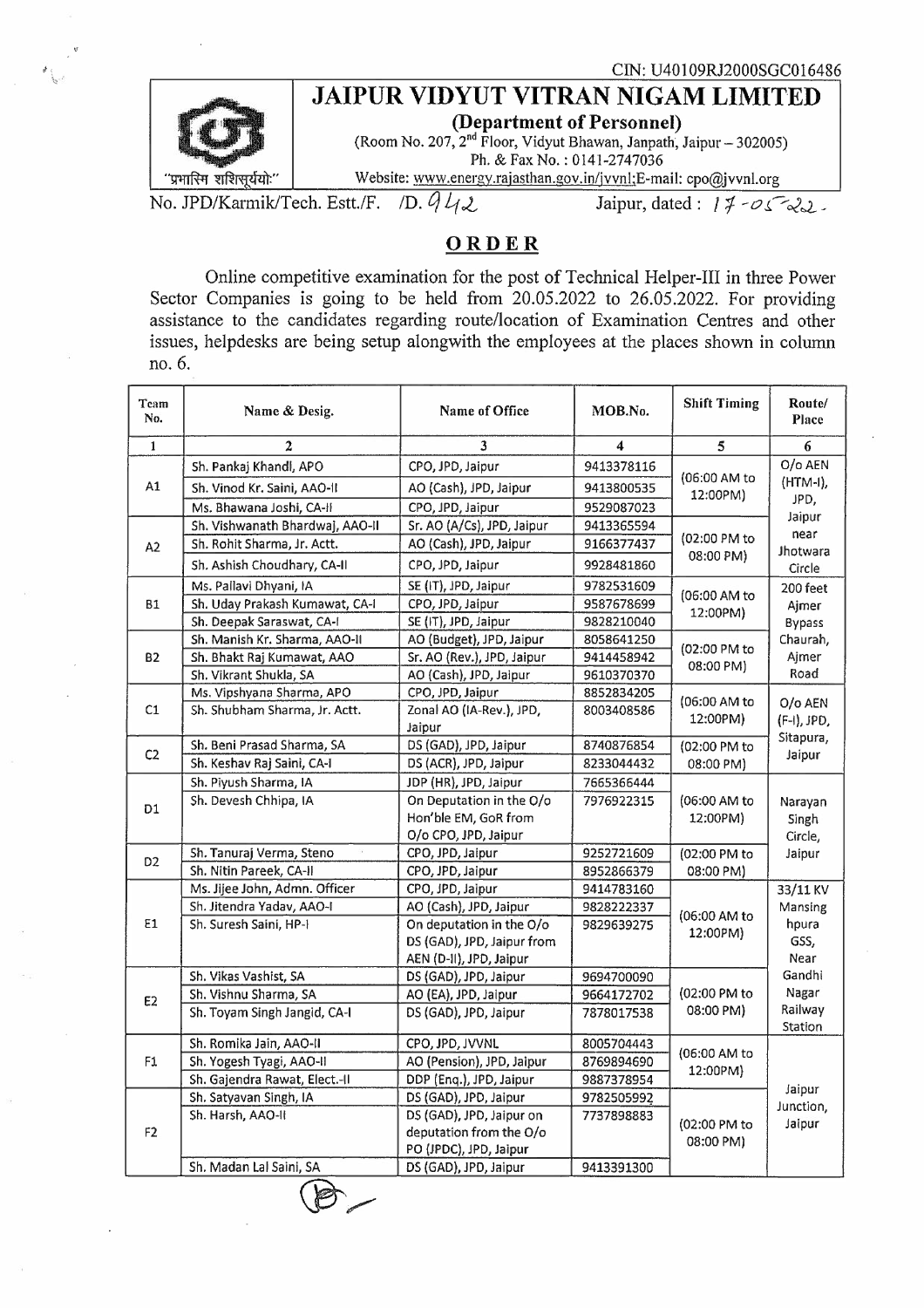CIN: U40109RJ2000SGC016486

# JAIPUR VIDYUT VITRAN NIGAM LIMITED

**(Department of Personnel)**

(Room No. 207, 2[nd] Floor, Vidyut Bhawan, Janpath, Jaipur – 302005)

Ph. & Fax No. : 0141-2747036

Website: www.energy.rajasthan.gov.in/jvvnl;E-mail: cpo@jvvnl.org

"प्रभासि शशिसूर्ययोः"

No. JPD/Karmik/Tech. Estt./F. /D. 942 Jaipur, dated : 17-05-22.

## ORDER

Online competitive examination for the post of Technical Helper-III in three Power Sector Companies is going to be held from 20.05.2022 to 26.05.2022. For providing assistance to the candidates regarding route/location of Examination Centres and other issues, helpdesks are being setup alongwith the employees at the places shown in column no. 6.

| Team No. | Name & Desig. | Name of Office | MOB.No. | Shift Timing | Route/ Place |
|---|---|---|---|---|---|
| 1 | 2 | 3 | 4 | 5 | 6 |
| A1 | Sh. Pankaj Khandl, APO | CPO, JPD, Jaipur | 9413378116 | (06:00 AM to 12:00PM) | O/o AEN (HTM-I), JPD, Jaipur near Jhotwara Circle |
| | Sh. Vinod Kr. Saini, AAO-II | AO (Cash), JPD, Jaipur | 9413800535 | | |
| | Ms. Bhawana Joshi, CA-II | CPO, JPD, Jaipur | 9529087023 | | |
| A2 | Sh. Vishwanath Bhardwaj, AAO-II | Sr. AO (A/Cs), JPD, Jaipur | 9413365594 | (02:00 PM to 08:00 PM) | |
| | Sh. Rohit Sharma, Jr. Actt. | AO (Cash), JPD, Jaipur | 9166377437 | | |
| | Sh. Ashish Choudhary, CA-II | CPO, JPD, Jaipur | 9928481860 | | |
| B1 | Ms. Pallavi Dhyani, IA | SE (IT), JPD, Jaipur | 9782531609 | (06:00 AM to 12:00PM) | 200 feet Ajmer Bypass Chaurah, Ajmer Road |
| | Sh. Uday Prakash Kumawat, CA-I | CPO, JPD, Jaipur | 9587678699 | | |
| | Sh. Deepak Saraswat, CA-I | SE (IT), JPD, Jaipur | 9828210040 | | |
| B2 | Sh. Manish Kr. Sharma, AAO-II | AO (Budget), JPD, Jaipur | 8058641250 | (02:00 PM to 08:00 PM) | |
| | Sh. Bhakt Raj Kumawat, AAO | Sr. AO (Rev.), JPD, Jaipur | 9414458942 | | |
| | Sh. Vikrant Shukla, SA | AO (Cash), JPD, Jaipur | 9610370370 | | |
| C1 | Ms. Vipshyana Sharma, APO | CPO, JPD, Jaipur | 8852834205 | (06:00 AM to 12:00PM) | O/o AEN (F-I), JPD, Sitapura, Jaipur |
| | Sh. Shubham Sharma, Jr. Actt. | Zonal AO (IA-Rev.), JPD, Jaipur | 8003408586 | | |
| C2 | Sh. Beni Prasad Sharma, SA | DS (GAD), JPD, Jaipur | 8740876854 | (02:00 PM to 08:00 PM) | |
| | Sh. Keshav Raj Saini, CA-I | DS (ACR), JPD, Jaipur | 8233044432 | | |
| D1 | Sh. Piyush Sharma, IA | JDP (HR), JPD, Jaipur | 7665366444 | (06:00 AM to 12:00PM) | Narayan Singh Circle, Jaipur |
| | Sh. Devesh Chhipa, IA | On Deputation in the O/o Hon'ble EM, GoR from O/o CPO, JPD, Jaipur | 7976922315 | | |
| D2 | Sh. Tanuraj Verma, Steno | CPO, JPD, Jaipur | 9252721609 | (02:00 PM to 08:00 PM) | |
| | Sh. Nitin Pareek, CA-II | CPO, JPD, Jaipur | 8952866379 | | |
| E1 | Ms. Jijee John, Admn. Officer | CPO, JPD, Jaipur | 9414783160 | (06:00 AM to 12:00PM) | 33/11 KV Mansing hpura GSS, Near Gandhi Nagar Railway Station |
| | Sh. Jitendra Yadav, AAO-I | AO (Cash), JPD, Jaipur | 9828222337 | | |
| | Sh. Suresh Saini, HP-I | On deputation in the O/o DS (GAD), JPD, Jaipur from AEN (D-II), JPD, Jaipur | 9829639275 | | |
| E2 | Sh. Vikas Vashist, SA | DS (GAD), JPD, Jaipur | 9694700090 | (02:00 PM to 08:00 PM) | |
| | Sh. Vishnu Sharma, SA | AO (EA), JPD, Jaipur | 9664172702 | | |
| | Sh. Toyam Singh Jangid, CA-I | DS (GAD), JPD, Jaipur | 7878017538 | | |
| F1 | Sh. Romika Jain, AAO-II | CPO, JPD, JVVNL | 8005704443 | (06:00 AM to 12:00PM) | Jaipur Junction, Jaipur |
| | Sh. Yogesh Tyagi, AAO-II | AO (Pension), JPD, Jaipur | 8769894690 | | |
| | Sh. Gajendra Rawat, Elect.-II | DDP (Enq.), JPD, Jaipur | 9887378954 | | |
| F2 | Sh. Satyavan Singh, IA | DS (GAD), JPD, Jaipur | 9782505992 | (02:00 PM to 08:00 PM) | |
| | Sh. Harsh, AAO-II | DS (GAD), JPD, Jaipur on deputation from the O/o PO (JPDC), JPD, Jaipur | 7737898883 | | |
| | Sh. Madan Lal Saini, SA | DS (GAD), JPD, Jaipur | 9413391300 | | |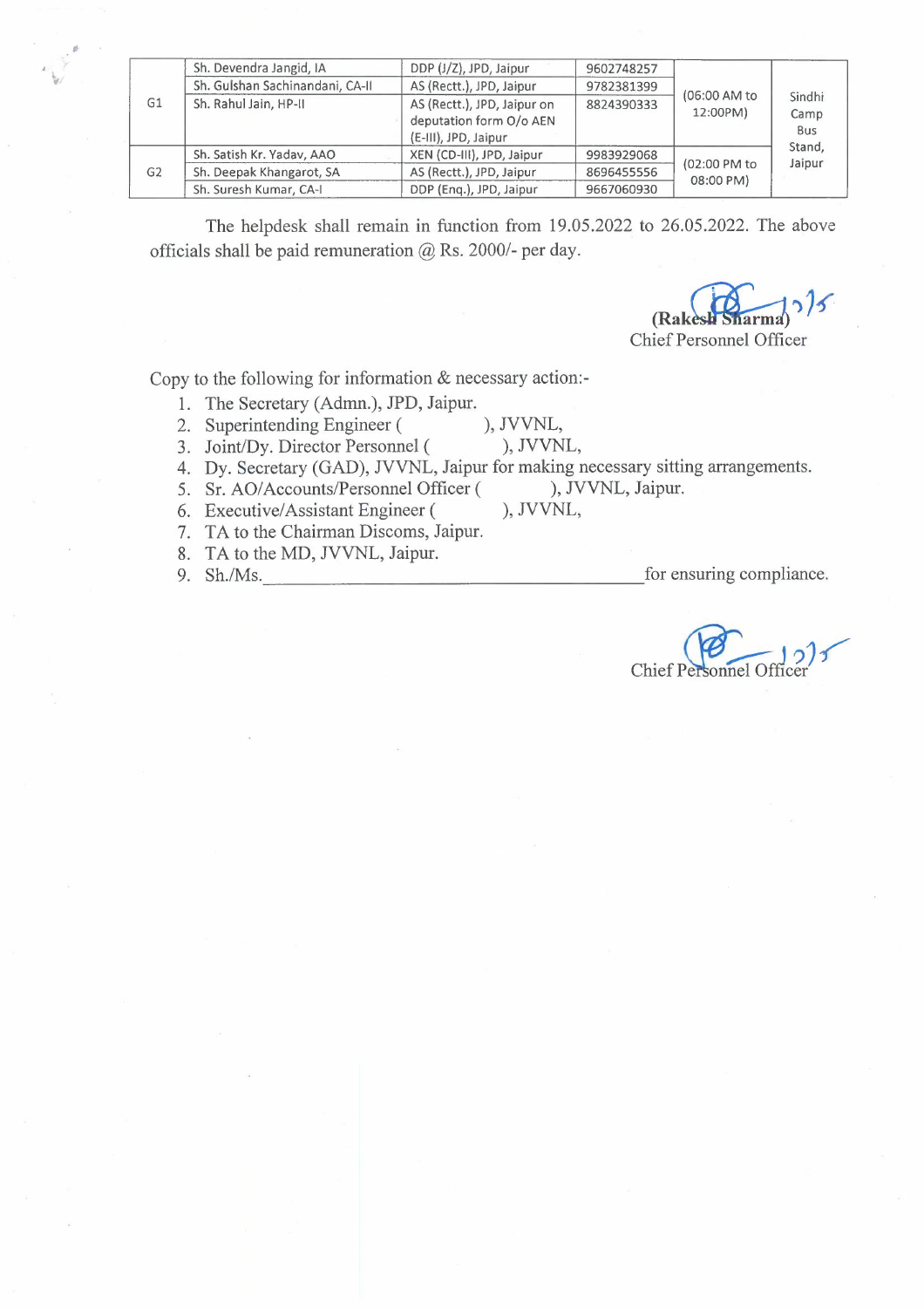| | | | | | |
|---|---|---|---|---|---|
| G1 | Sh. Devendra Jangid, IA | DDP (J/Z), JPD, Jaipur | 9602748257 | (06:00 AM to 12:00PM) | Sindhi Camp Bus Stand, Jaipur |
| | Sh. Gulshan Sachinandani, CA-II | AS (Rectt.), JPD, Jaipur | 9782381399 | | |
| | Sh. Rahul Jain, HP-II | AS (Rectt.), JPD, Jaipur on deputation form O/o AEN (E-III), JPD, Jaipur | 8824390333 | | |
| G2 | Sh. Satish Kr. Yadav, AAO | XEN (CD-III), JPD, Jaipur | 9983929068 | (02:00 PM to 08:00 PM) | |
| | Sh. Deepak Khangarot, SA | AS (Rectt.), JPD, Jaipur | 8696455556 | | |
| | Sh. Suresh Kumar, CA-I | DDP (Enq.), JPD, Jaipur | 9667060930 | | |

The helpdesk shall remain in function from 19.05.2022 to 26.05.2022. The above officials shall be paid remuneration @ Rs. 2000/- per day.

(Rakesh Sharma)
Chief Personnel Officer

Copy to the following for information & necessary action:-

1. The Secretary (Admn.), JPD, Jaipur.
2. Superintending Engineer ( ), JVVNL,
3. Joint/Dy. Director Personnel ( ), JVVNL,
4. Dy. Secretary (GAD), JVVNL, Jaipur for making necessary sitting arrangements.
5. Sr. AO/Accounts/Personnel Officer ( ), JVVNL, Jaipur.
6. Executive/Assistant Engineer ( ), JVVNL,
7. TA to the Chairman Discoms, Jaipur.
8. TA to the MD, JVVNL, Jaipur.
9. Sh./Ms.\_\_\_\_\_\_\_\_\_\_\_\_\_\_\_\_\_\_\_\_\_\_\_\_\_\_\_\_\_\_ for ensuring compliance.

Chief Personnel Officer